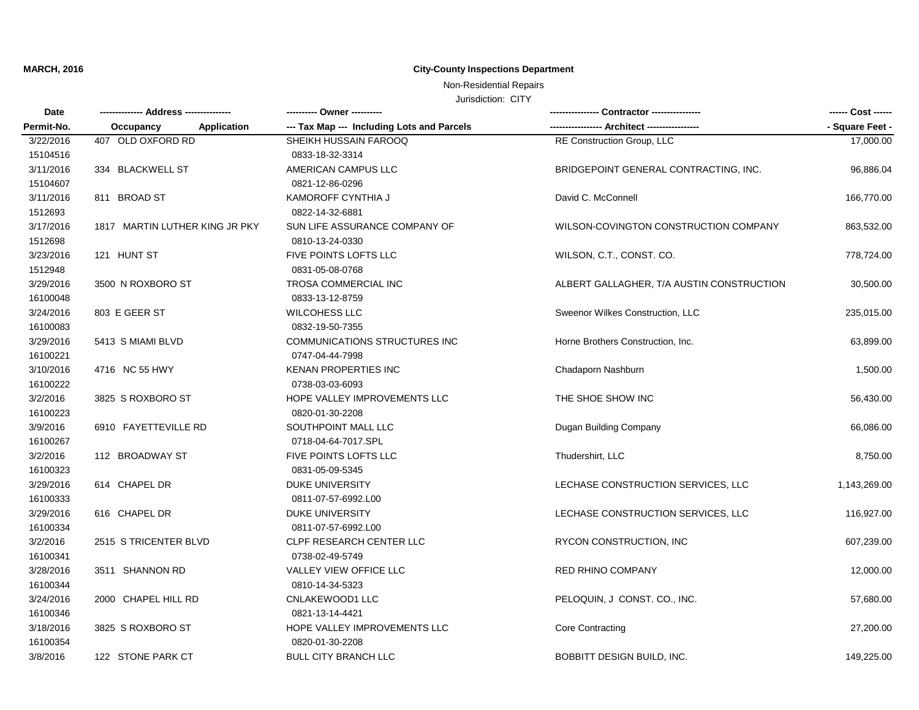**MARCH, 2016**

**City-County Inspections Department**

Non-Residential Repairs

Jurisdiction: CITY

| Date / Permit-No. | Address / Occupancy / Application | Owner / Tax Map --- Including Lots and Parcels | Contractor / Architect | Cost / Square Feet |
|---|---|---|---|---|
| 3/22/2016<br>15104516 | 407 OLD OXFORD RD | SHEIKH HUSSAIN FAROOQ<br>0833-18-32-3314 | RE Construction Group, LLC | 17,000.00 |
| 3/11/2016<br>15104607 | 334 BLACKWELL ST | AMERICAN CAMPUS LLC<br>0821-12-86-0296 | BRIDGEPOINT GENERAL CONTRACTING, INC. | 96,886.04 |
| 3/11/2016<br>1512693 | 811 BROAD ST | KAMOROFF CYNTHIA J<br>0822-14-32-6881 | David C. McConnell | 166,770.00 |
| 3/17/2016<br>1512698 | 1817 MARTIN LUTHER KING JR PKY | SUN LIFE ASSURANCE COMPANY OF<br>0810-13-24-0330 | WILSON-COVINGTON CONSTRUCTION COMPANY | 863,532.00 |
| 3/23/2016<br>1512948 | 121 HUNT ST | FIVE POINTS LOFTS LLC<br>0831-05-08-0768 | WILSON, C.T., CONST. CO. | 778,724.00 |
| 3/29/2016<br>16100048 | 3500 N ROXBORO ST | TROSA COMMERCIAL INC<br>0833-13-12-8759 | ALBERT GALLAGHER, T/A AUSTIN CONSTRUCTION | 30,500.00 |
| 3/24/2016<br>16100083 | 803 E GEER ST | WILCOHESS LLC<br>0832-19-50-7355 | Sweenor Wilkes Construction, LLC | 235,015.00 |
| 3/29/2016<br>16100221 | 5413 S MIAMI BLVD | COMMUNICATIONS STRUCTURES INC<br>0747-04-44-7998 | Horne Brothers Construction, Inc. | 63,899.00 |
| 3/10/2016<br>16100222 | 4716 NC 55 HWY | KENAN PROPERTIES INC<br>0738-03-03-6093 | Chadaporn Nashburn | 1,500.00 |
| 3/2/2016<br>16100223 | 3825 S ROXBORO ST | HOPE VALLEY IMPROVEMENTS LLC<br>0820-01-30-2208 | THE SHOE SHOW INC | 56,430.00 |
| 3/9/2016<br>16100267 | 6910 FAYETTEVILLE RD | SOUTHPOINT MALL LLC<br>0718-04-64-7017.SPL | Dugan Building Company | 66,086.00 |
| 3/2/2016<br>16100323 | 112 BROADWAY ST | FIVE POINTS LOFTS LLC<br>0831-05-09-5345 | Thudershirt, LLC | 8,750.00 |
| 3/29/2016<br>16100333 | 614 CHAPEL DR | DUKE UNIVERSITY<br>0811-07-57-6992.L00 | LECHASE CONSTRUCTION SERVICES, LLC | 1,143,269.00 |
| 3/29/2016<br>16100334 | 616 CHAPEL DR | DUKE UNIVERSITY<br>0811-07-57-6992.L00 | LECHASE CONSTRUCTION SERVICES, LLC | 116,927.00 |
| 3/2/2016<br>16100341 | 2515 S TRICENTER BLVD | CLPF RESEARCH CENTER LLC<br>0738-02-49-5749 | RYCON CONSTRUCTION, INC | 607,239.00 |
| 3/28/2016<br>16100344 | 3511 SHANNON RD | VALLEY VIEW OFFICE LLC<br>0810-14-34-5323 | RED RHINO COMPANY | 12,000.00 |
| 3/24/2016<br>16100346 | 2000 CHAPEL HILL RD | CNLAKEWOOD1 LLC<br>0821-13-14-4421 | PELOQUIN, J CONST. CO., INC. | 57,680.00 |
| 3/18/2016<br>16100354 | 3825 S ROXBORO ST | HOPE VALLEY IMPROVEMENTS LLC<br>0820-01-30-2208 | Core Contracting | 27,200.00 |
| 3/8/2016 | 122 STONE PARK CT | BULL CITY BRANCH LLC | BOBBITT DESIGN BUILD, INC. | 149,225.00 |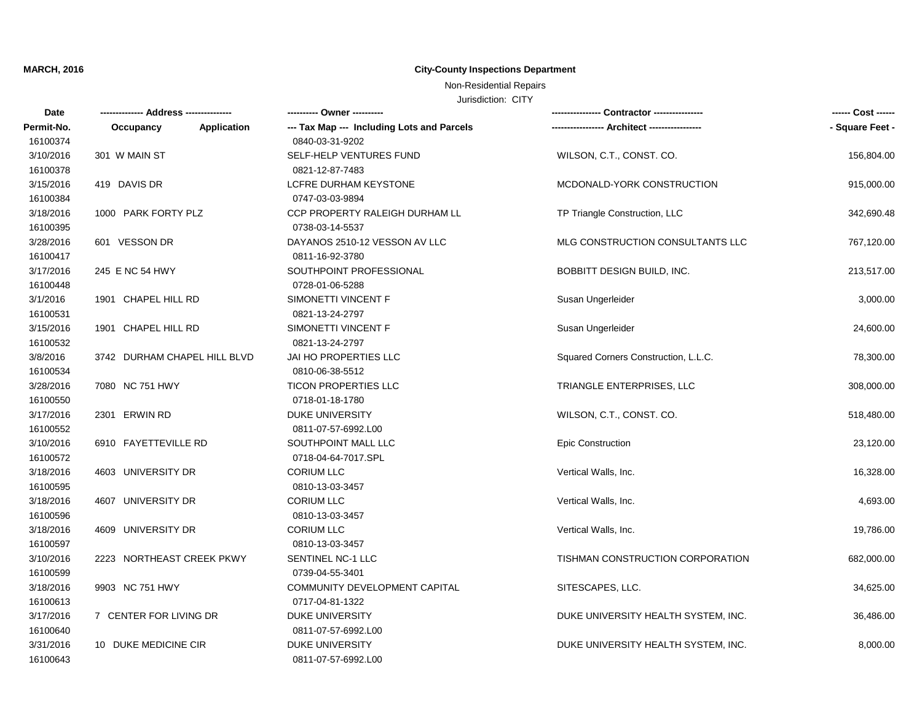**MARCH, 2016**

**City-County Inspections Department**

Non-Residential Repairs

Jurisdiction: CITY

| Date<br>Permit-No. | Address<br>Occupancy / Application | Owner<br>Tax Map --- Including Lots and Parcels | Contractor<br>Architect | Cost<br>Square Feet |
|---|---|---|---|---|
| 16100374 | | 0840-03-31-9202 | | |
| 3/10/2016 | 301 W MAIN ST | SELF-HELP VENTURES FUND | WILSON, C.T., CONST. CO. | 156,804.00 |
| 16100378 | | 0821-12-87-7483 | | |
| 3/15/2016 | 419 DAVIS DR | LCFRE DURHAM KEYSTONE | MCDONALD-YORK CONSTRUCTION | 915,000.00 |
| 16100384 | | 0747-03-03-9894 | | |
| 3/18/2016 | 1000 PARK FORTY PLZ | CCP PROPERTY RALEIGH DURHAM LL | TP Triangle Construction, LLC | 342,690.48 |
| 16100395 | | 0738-03-14-5537 | | |
| 3/28/2016 | 601 VESSON DR | DAYANOS 2510-12 VESSON AV LLC | MLG CONSTRUCTION CONSULTANTS LLC | 767,120.00 |
| 16100417 | | 0811-16-92-3780 | | |
| 3/17/2016 | 245 E NC 54 HWY | SOUTHPOINT PROFESSIONAL | BOBBITT DESIGN BUILD, INC. | 213,517.00 |
| 16100448 | | 0728-01-06-5288 | | |
| 3/1/2016 | 1901 CHAPEL HILL RD | SIMONETTI VINCENT F | Susan Ungerleider | 3,000.00 |
| 16100531 | | 0821-13-24-2797 | | |
| 3/15/2016 | 1901 CHAPEL HILL RD | SIMONETTI VINCENT F | Susan Ungerleider | 24,600.00 |
| 16100532 | | 0821-13-24-2797 | | |
| 3/8/2016 | 3742 DURHAM CHAPEL HILL BLVD | JAI HO PROPERTIES LLC | Squared Corners Construction, L.L.C. | 78,300.00 |
| 16100534 | | 0810-06-38-5512 | | |
| 3/28/2016 | 7080 NC 751 HWY | TICON PROPERTIES LLC | TRIANGLE ENTERPRISES, LLC | 308,000.00 |
| 16100550 | | 0718-01-18-1780 | | |
| 3/17/2016 | 2301 ERWIN RD | DUKE UNIVERSITY | WILSON, C.T., CONST. CO. | 518,480.00 |
| 16100552 | | 0811-07-57-6992.L00 | | |
| 3/10/2016 | 6910 FAYETTEVILLE RD | SOUTHPOINT MALL LLC | Epic Construction | 23,120.00 |
| 16100572 | | 0718-04-64-7017.SPL | | |
| 3/18/2016 | 4603 UNIVERSITY DR | CORIUM LLC | Vertical Walls, Inc. | 16,328.00 |
| 16100595 | | 0810-13-03-3457 | | |
| 3/18/2016 | 4607 UNIVERSITY DR | CORIUM LLC | Vertical Walls, Inc. | 4,693.00 |
| 16100596 | | 0810-13-03-3457 | | |
| 3/18/2016 | 4609 UNIVERSITY DR | CORIUM LLC | Vertical Walls, Inc. | 19,786.00 |
| 16100597 | | 0810-13-03-3457 | | |
| 3/10/2016 | 2223 NORTHEAST CREEK PKWY | SENTINEL NC-1 LLC | TISHMAN CONSTRUCTION CORPORATION | 682,000.00 |
| 16100599 | | 0739-04-55-3401 | | |
| 3/18/2016 | 9903 NC 751 HWY | COMMUNITY DEVELOPMENT CAPITAL | SITESCAPES, LLC. | 34,625.00 |
| 16100613 | | 0717-04-81-1322 | | |
| 3/17/2016 | 7 CENTER FOR LIVING DR | DUKE UNIVERSITY | DUKE UNIVERSITY HEALTH SYSTEM, INC. | 36,486.00 |
| 16100640 | | 0811-07-57-6992.L00 | | |
| 3/31/2016 | 10 DUKE MEDICINE CIR | DUKE UNIVERSITY | DUKE UNIVERSITY HEALTH SYSTEM, INC. | 8,000.00 |
| 16100643 | | 0811-07-57-6992.L00 | | |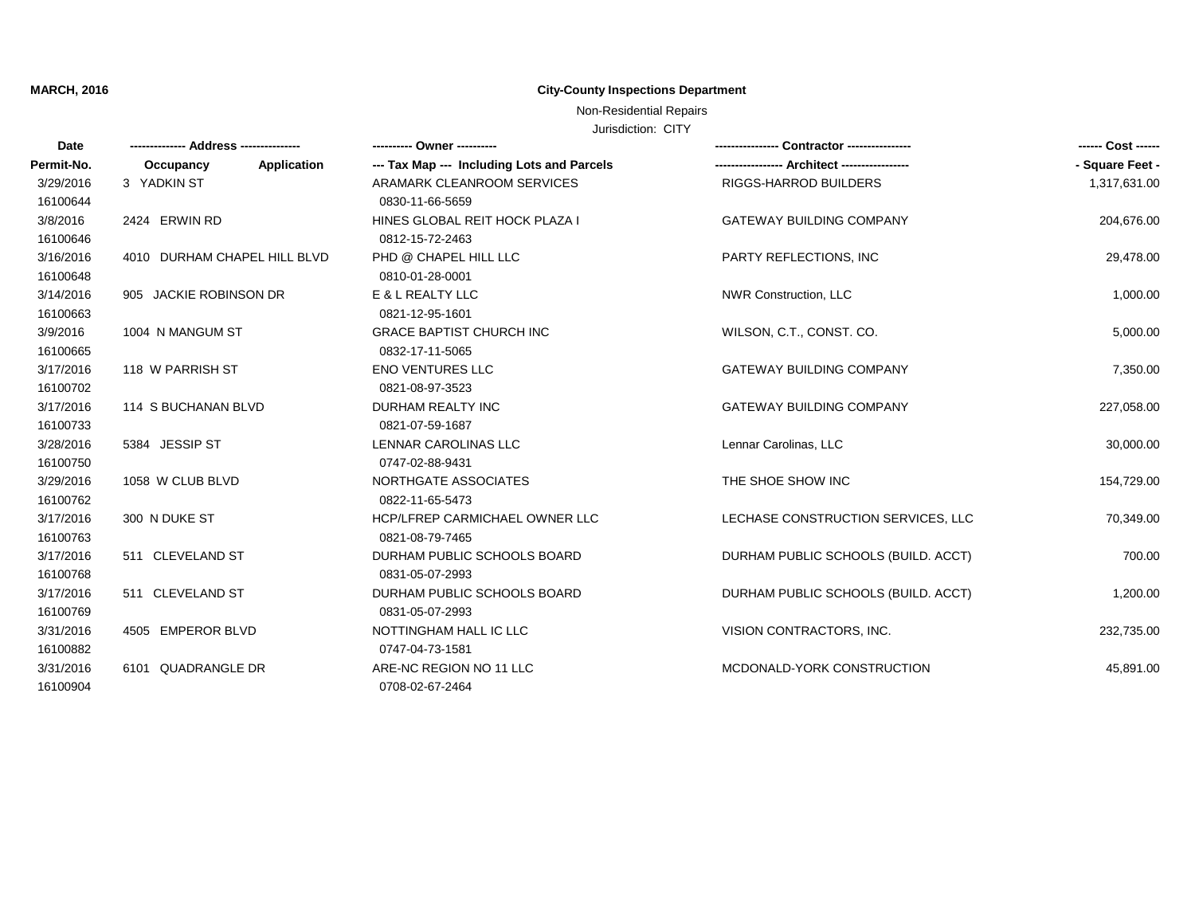**MARCH, 2016**

**City-County Inspections Department**

Non-Residential Repairs

Jurisdiction: CITY

| Date / Permit-No. | Address / Occupancy / Application | Owner / Tax Map --- Including Lots and Parcels | Contractor / Architect | Cost / Square Feet |
|---|---|---|---|---|
| 3/29/2016 16100644 | 3 YADKIN ST | ARAMARK CLEANROOM SERVICES 0830-11-66-5659 | RIGGS-HARROD BUILDERS | 1,317,631.00 |
| 3/8/2016 16100646 | 2424 ERWIN RD | HINES GLOBAL REIT HOCK PLAZA I 0812-15-72-2463 | GATEWAY BUILDING COMPANY | 204,676.00 |
| 3/16/2016 16100648 | 4010 DURHAM CHAPEL HILL BLVD | PHD @ CHAPEL HILL LLC 0810-01-28-0001 | PARTY REFLECTIONS, INC | 29,478.00 |
| 3/14/2016 16100663 | 905 JACKIE ROBINSON DR | E & L REALTY LLC 0821-12-95-1601 | NWR Construction, LLC | 1,000.00 |
| 3/9/2016 16100665 | 1004 N MANGUM ST | GRACE BAPTIST CHURCH INC 0832-17-11-5065 | WILSON, C.T., CONST. CO. | 5,000.00 |
| 3/17/2016 16100702 | 118 W PARRISH ST | ENO VENTURES LLC 0821-08-97-3523 | GATEWAY BUILDING COMPANY | 7,350.00 |
| 3/17/2016 16100733 | 114 S BUCHANAN BLVD | DURHAM REALTY INC 0821-07-59-1687 | GATEWAY BUILDING COMPANY | 227,058.00 |
| 3/28/2016 16100750 | 5384 JESSIP ST | LENNAR CAROLINAS LLC 0747-02-88-9431 | Lennar Carolinas, LLC | 30,000.00 |
| 3/29/2016 16100762 | 1058 W CLUB BLVD | NORTHGATE ASSOCIATES 0822-11-65-5473 | THE SHOE SHOW INC | 154,729.00 |
| 3/17/2016 16100763 | 300 N DUKE ST | HCP/LFREP CARMICHAEL OWNER LLC 0821-08-79-7465 | LECHASE CONSTRUCTION SERVICES, LLC | 70,349.00 |
| 3/17/2016 16100768 | 511 CLEVELAND ST | DURHAM PUBLIC SCHOOLS BOARD 0831-05-07-2993 | DURHAM PUBLIC SCHOOLS (BUILD. ACCT) | 700.00 |
| 3/17/2016 16100769 | 511 CLEVELAND ST | DURHAM PUBLIC SCHOOLS BOARD 0831-05-07-2993 | DURHAM PUBLIC SCHOOLS (BUILD. ACCT) | 1,200.00 |
| 3/31/2016 16100882 | 4505 EMPEROR BLVD | NOTTINGHAM HALL IC LLC 0747-04-73-1581 | VISION CONTRACTORS, INC. | 232,735.00 |
| 3/31/2016 16100904 | 6101 QUADRANGLE DR | ARE-NC REGION NO 11 LLC 0708-02-67-2464 | MCDONALD-YORK CONSTRUCTION | 45,891.00 |